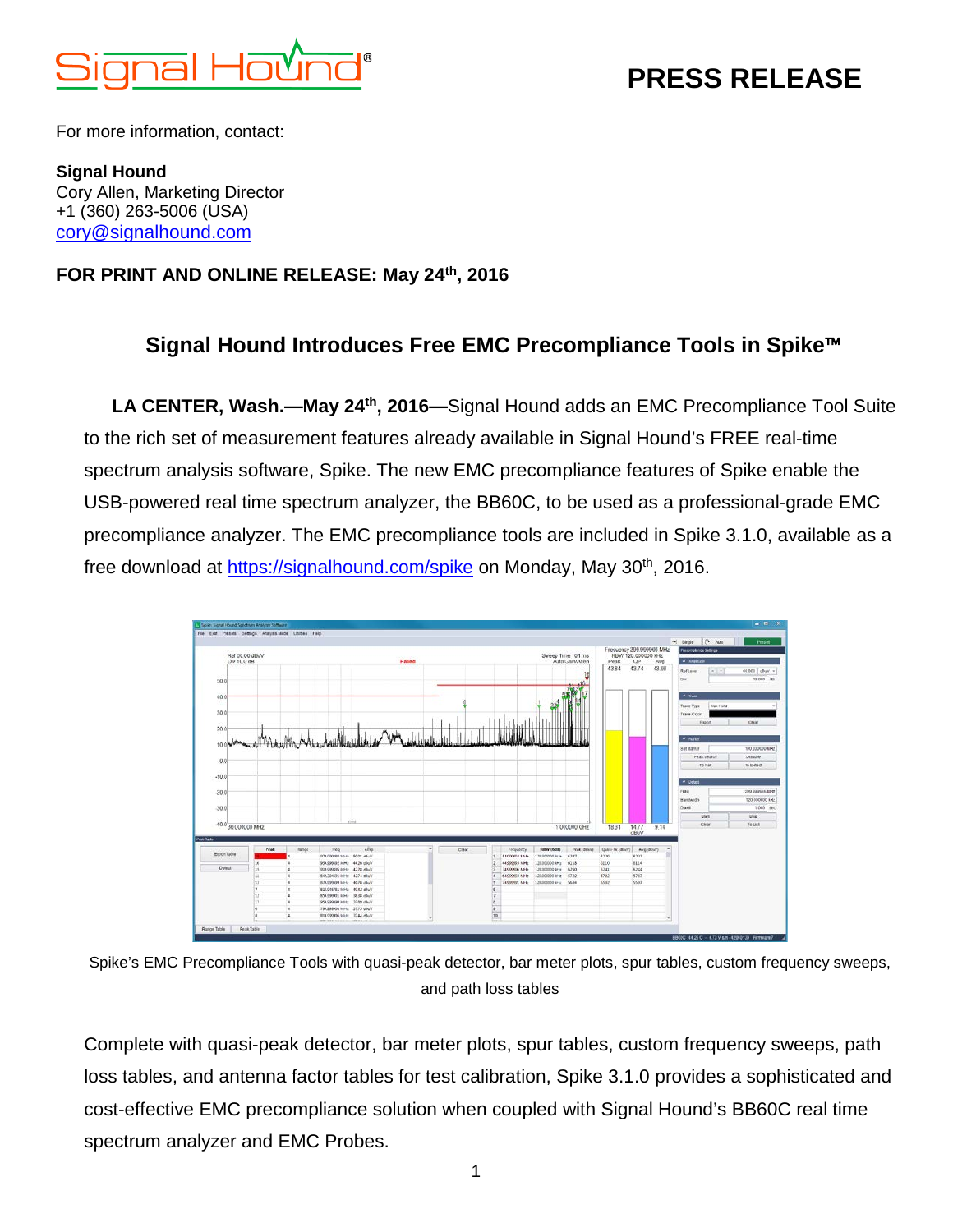Signal Hound®

# PRESS RELEASE

For more information, contact:

**Signal Hound**
Cory Allen, Marketing Director
+1 (360) 263-5006 (USA)
cory@signalhound.com

**FOR PRINT AND ONLINE RELEASE: May 24th, 2016**

## Signal Hound Introduces Free EMC Precompliance Tools in Spike™

**LA CENTER, Wash.—May 24th, 2016—**Signal Hound adds an EMC Precompliance Tool Suite to the rich set of measurement features already available in Signal Hound's FREE real-time spectrum analysis software, Spike. The new EMC precompliance features of Spike enable the USB-powered real time spectrum analyzer, the BB60C, to be used as a professional-grade EMC precompliance analyzer. The EMC precompliance tools are included in Spike 3.1.0, available as a free download at https://signalhound.com/spike on Monday, May 30th, 2016.

Spike's EMC Precompliance Tools with quasi-peak detector, bar meter plots, spur tables, custom frequency sweeps, and path loss tables

Complete with quasi-peak detector, bar meter plots, spur tables, custom frequency sweeps, path loss tables, and antenna factor tables for test calibration, Spike 3.1.0 provides a sophisticated and cost-effective EMC precompliance solution when coupled with Signal Hound's BB60C real time spectrum analyzer and EMC Probes.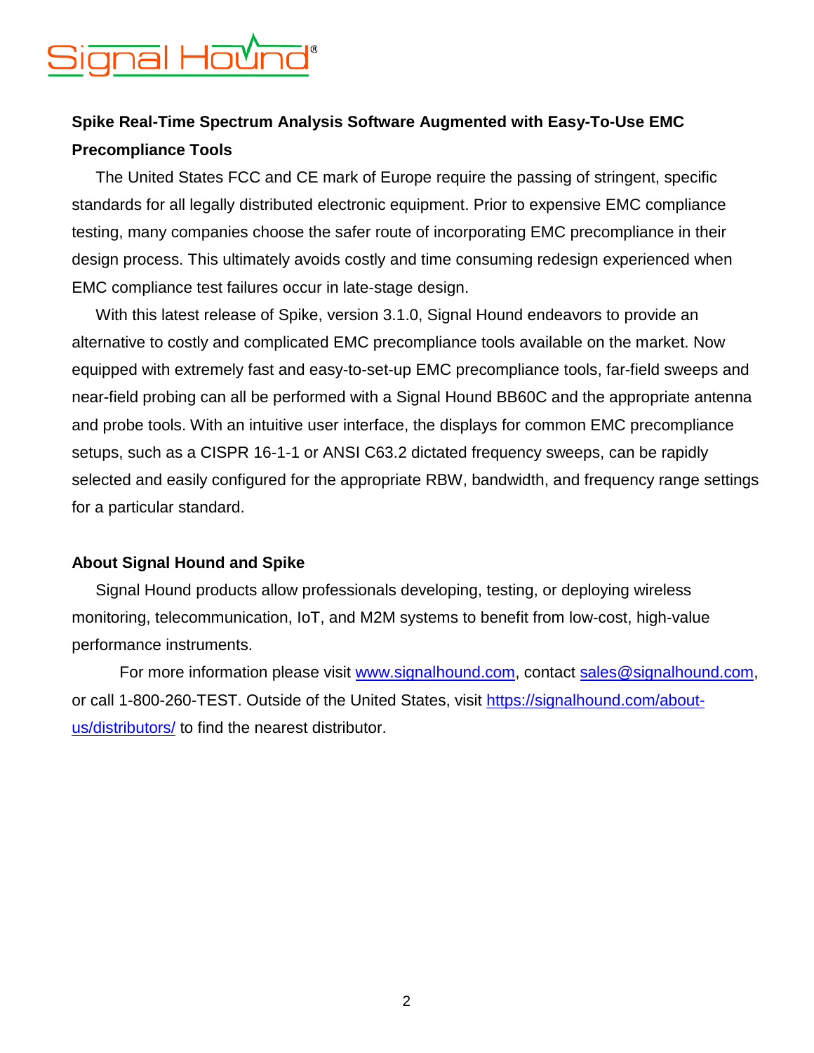**Spike Real-Time Spectrum Analysis Software Augmented with Easy-To-Use EMC Precompliance Tools**

The United States FCC and CE mark of Europe require the passing of stringent, specific standards for all legally distributed electronic equipment. Prior to expensive EMC compliance testing, many companies choose the safer route of incorporating EMC precompliance in their design process. This ultimately avoids costly and time consuming redesign experienced when EMC compliance test failures occur in late-stage design.

With this latest release of Spike, version 3.1.0, Signal Hound endeavors to provide an alternative to costly and complicated EMC precompliance tools available on the market. Now equipped with extremely fast and easy-to-set-up EMC precompliance tools, far-field sweeps and near-field probing can all be performed with a Signal Hound BB60C and the appropriate antenna and probe tools. With an intuitive user interface, the displays for common EMC precompliance setups, such as a CISPR 16-1-1 or ANSI C63.2 dictated frequency sweeps, can be rapidly selected and easily configured for the appropriate RBW, bandwidth, and frequency range settings for a particular standard.

**About Signal Hound and Spike**

Signal Hound products allow professionals developing, testing, or deploying wireless monitoring, telecommunication, IoT, and M2M systems to benefit from low-cost, high-value performance instruments.

For more information please visit www.signalhound.com, contact sales@signalhound.com, or call 1-800-260-TEST. Outside of the United States, visit https://signalhound.com/about-us/distributors/ to find the nearest distributor.